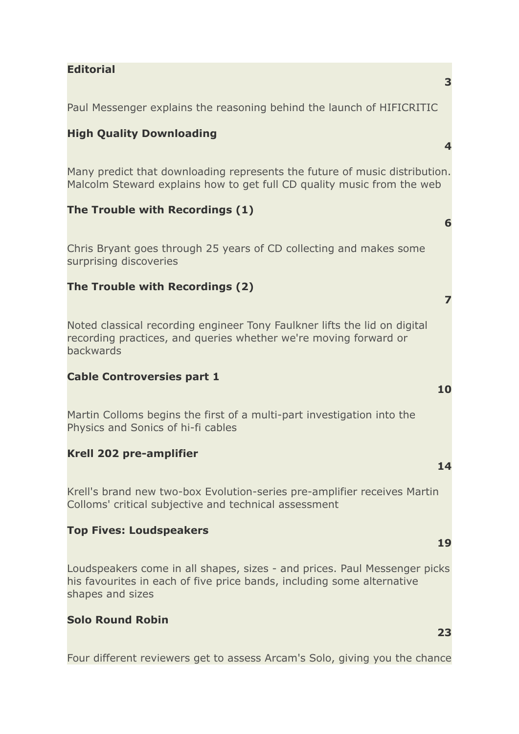**Editorial**

**3**

Paul Messenger explains the reasoning behind the launch of HIFICRITIC

**High Quality Downloading**

**4**

Many predict that downloading represents the future of music distribution. Malcolm Steward explains how to get full CD quality music from the web

**The Trouble with Recordings (1)**

**6**

Chris Bryant goes through 25 years of CD collecting and makes some surprising discoveries

**The Trouble with Recordings (2)**

**7**

Noted classical recording engineer Tony Faulkner lifts the lid on digital recording practices, and queries whether we're moving forward or backwards

**Cable Controversies part 1**

**10**

Martin Colloms begins the first of a multi-part investigation into the Physics and Sonics of hi-fi cables

**Krell 202 pre-amplifier**

**14**

Krell's brand new two-box Evolution-series pre-amplifier receives Martin Colloms' critical subjective and technical assessment

**Top Fives: Loudspeakers**

**19**

Loudspeakers come in all shapes, sizes - and prices. Paul Messenger picks his favourites in each of five price bands, including some alternative shapes and sizes

**Solo Round Robin**

**23**

Four different reviewers get to assess Arcam's Solo, giving you the chance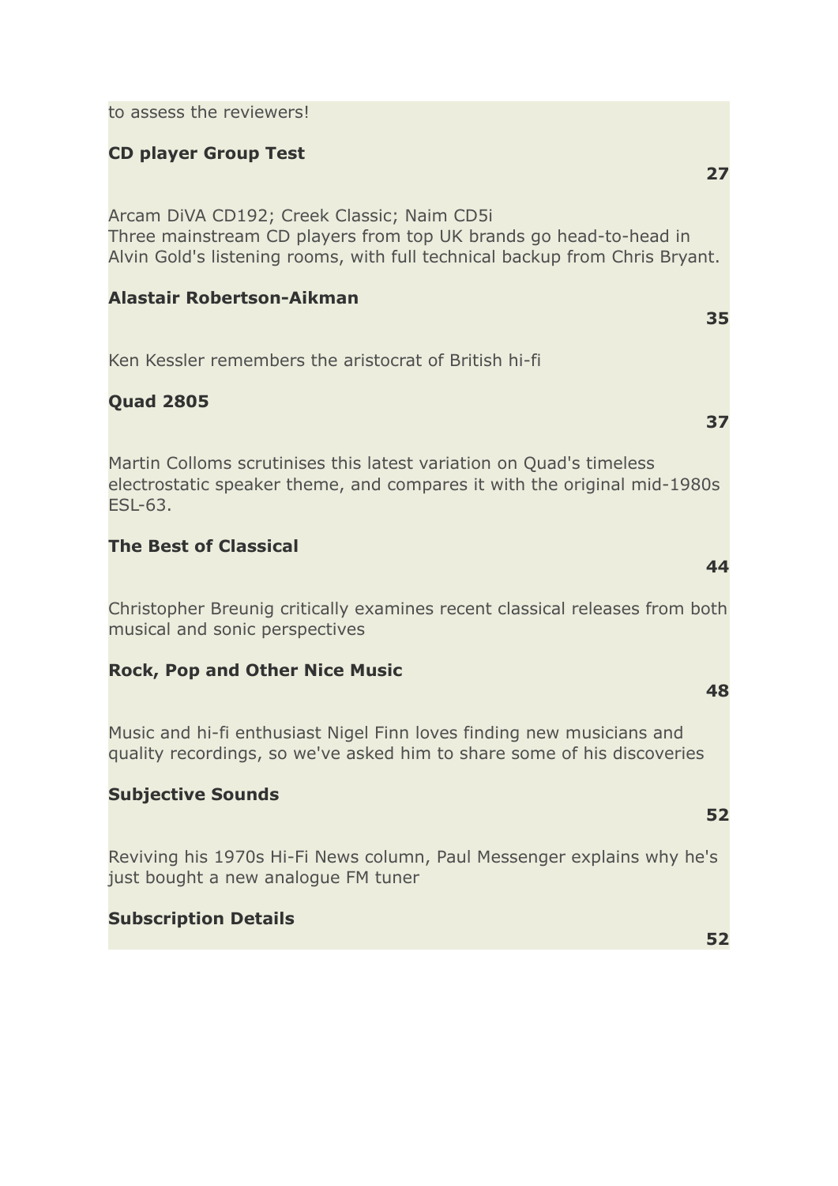to assess the reviewers!

**CD player Group Test**

**27**

Arcam DiVA CD192; Creek Classic; Naim CD5i
Three mainstream CD players from top UK brands go head-to-head in Alvin Gold's listening rooms, with full technical backup from Chris Bryant.

**Alastair Robertson-Aikman**

**35**

Ken Kessler remembers the aristocrat of British hi-fi

**Quad 2805**

**37**

Martin Colloms scrutinises this latest variation on Quad's timeless electrostatic speaker theme, and compares it with the original mid-1980s ESL-63.

**The Best of Classical**

**44**

Christopher Breunig critically examines recent classical releases from both musical and sonic perspectives

**Rock, Pop and Other Nice Music**

**48**

Music and hi-fi enthusiast Nigel Finn loves finding new musicians and quality recordings, so we've asked him to share some of his discoveries

**Subjective Sounds**

**52**

Reviving his 1970s Hi-Fi News column, Paul Messenger explains why he's just bought a new analogue FM tuner

**Subscription Details**

**52**